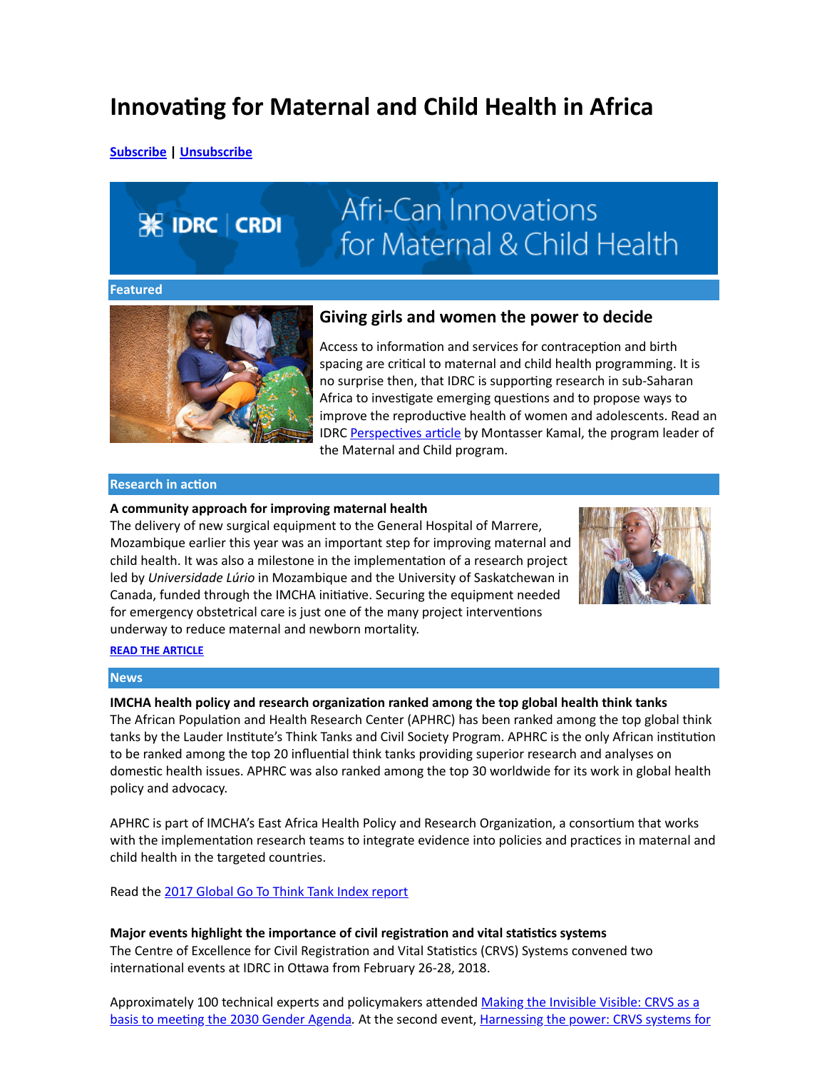# Innovating for Maternal and Child Health in Africa

**Subscribe** | **Unsubscribe**

IDRC | CRDI

Afri-Can Innovations for Maternal & Child Health

## Featured

### Giving girls and women the power to decide

Access to information and services for contraception and birth spacing are critical to maternal and child health programming. It is no surprise then, that IDRC is supporting research in sub-Saharan Africa to investigate emerging questions and to propose ways to improve the reproductive health of women and adolescents. Read an IDRC Perspectives article by Montasser Kamal, the program leader of the Maternal and Child program.

## Research in action

**A community approach for improving maternal health**

The delivery of new surgical equipment to the General Hospital of Marrere, Mozambique earlier this year was an important step for improving maternal and child health. It was also a milestone in the implementation of a research project led by *Universidade Lúrio* in Mozambique and the University of Saskatchewan in Canada, funded through the IMCHA initiative. Securing the equipment needed for emergency obstetrical care is just one of the many project interventions underway to reduce maternal and newborn mortality.

**READ THE ARTICLE**

## News

**IMCHA health policy and research organization ranked among the top global health think tanks**

The African Population and Health Research Center (APHRC) has been ranked among the top global think tanks by the Lauder Institute's Think Tanks and Civil Society Program. APHRC is the only African institution to be ranked among the top 20 influential think tanks providing superior research and analyses on domestic health issues. APHRC was also ranked among the top 30 worldwide for its work in global health policy and advocacy.

APHRC is part of IMCHA's East Africa Health Policy and Research Organization, a consortium that works with the implementation research teams to integrate evidence into policies and practices in maternal and child health in the targeted countries.

Read the 2017 Global Go To Think Tank Index report

**Major events highlight the importance of civil registration and vital statistics systems**

The Centre of Excellence for Civil Registration and Vital Statistics (CRVS) Systems convened two international events at IDRC in Ottawa from February 26-28, 2018.

Approximately 100 technical experts and policymakers attended Making the Invisible Visible: CRVS as a basis to meeting the 2030 Gender Agenda. At the second event, Harnessing the power: CRVS systems for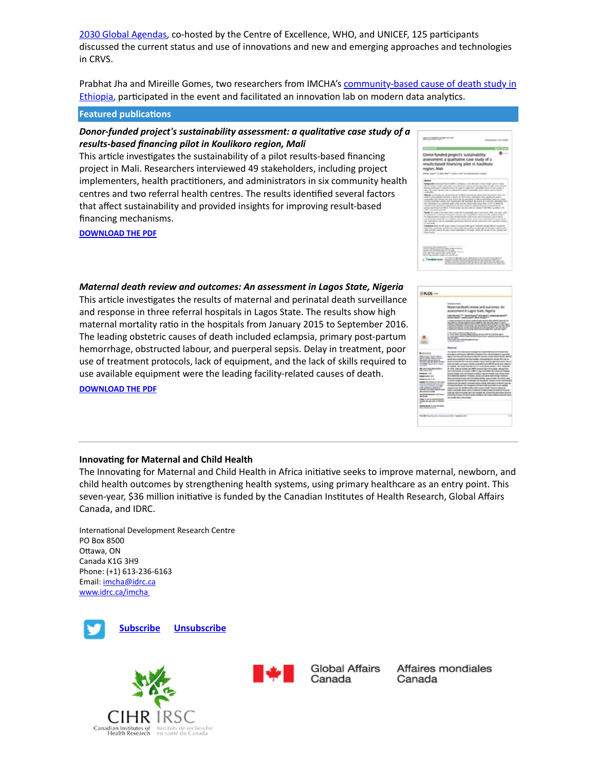2030 Global Agendas, co-hosted by the Centre of Excellence, WHO, and UNICEF, 125 participants discussed the current status and use of innovations and new and emerging approaches and technologies in CRVS.

Prabhat Jha and Mireille Gomes, two researchers from IMCHA's community-based cause of death study in Ethiopia, participated in the event and facilitated an innovation lab on modern data analytics.

## Featured publications

***Donor-funded project's sustainability assessment: a qualitative case study of a results-based financing pilot in Koulikoro region, Mali***

This article investigates the sustainability of a pilot results-based financing project in Mali. Researchers interviewed 49 stakeholders, including project implementers, health practitioners, and administrators in six community health centres and two referral health centres. The results identified several factors that affect sustainability and provided insights for improving result-based financing mechanisms.

**DOWNLOAD THE PDF**

***Maternal death review and outcomes: An assessment in Lagos State, Nigeria***

This article investigates the results of maternal and perinatal death surveillance and response in three referral hospitals in Lagos State. The results show high maternal mortality ratio in the hospitals from January 2015 to September 2016. The leading obstetric causes of death included eclampsia, primary post-partum hemorrhage, obstructed labour, and puerperal sepsis. Delay in treatment, poor use of treatment protocols, lack of equipment, and the lack of skills required to use available equipment were the leading facility-related causes of death.

**DOWNLOAD THE PDF**

---

**Innovating for Maternal and Child Health**

The Innovating for Maternal and Child Health in Africa initiative seeks to improve maternal, newborn, and child health outcomes by strengthening health systems, using primary healthcare as an entry point. This seven-year, $36 million initiative is funded by the Canadian Institutes of Health Research, Global Affairs Canada, and IDRC.

International Development Research Centre
PO Box 8500
Ottawa, ON
Canada K1G 3H9
Phone: (+1) 613-236-6163
Email: imcha@idrc.ca
www.idrc.ca/imcha

**Subscribe** **Unsubscribe**

CIHR IRSC
Canadian Institutes of Health Research / Instituts de recherche en santé du Canada

Global Affairs Canada / Affaires mondiales Canada